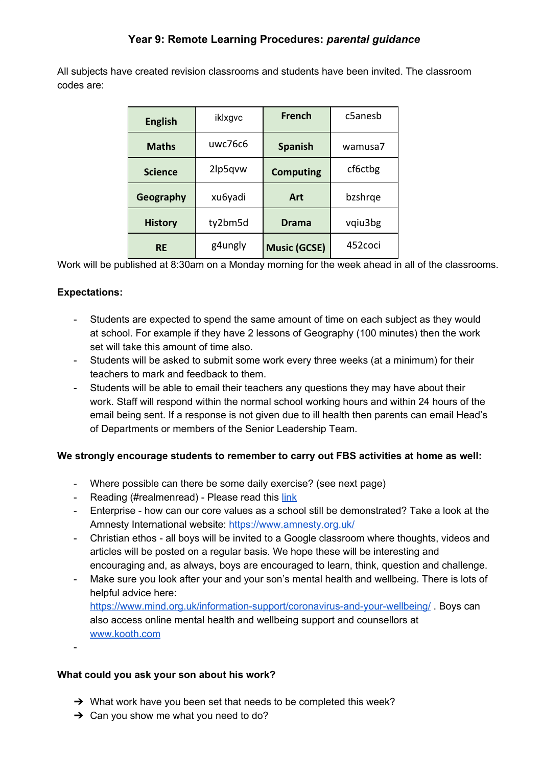# Year 9: Remote Learning Procedures: *parental guidance*

All subjects have created revision classrooms and students have been invited. The classroom codes are:

| | | | |
|---|---|---|---|
| **English** | iklxgvc | **French** | c5anesb |
| **Maths** | uwc76c6 | **Spanish** | wamusa7 |
| **Science** | 2lp5qvw | **Computing** | cf6ctbg |
| **Geography** | xu6yadi | **Art** | bzshrqe |
| **History** | ty2bm5d | **Drama** | vqiu3bg |
| **RE** | g4ungly | **Music (GCSE)** | 452coci |

Work will be published at 8:30am on a Monday morning for the week ahead in all of the classrooms.

**Expectations:**

- Students are expected to spend the same amount of time on each subject as they would at school. For example if they have 2 lessons of Geography (100 minutes) then the work set will take this amount of time also.
- Students will be asked to submit some work every three weeks (at a minimum) for their teachers to mark and feedback to them.
- Students will be able to email their teachers any questions they may have about their work. Staff will respond within the normal school working hours and within 24 hours of the email being sent. If a response is not given due to ill health then parents can email Head's of Departments or members of the Senior Leadership Team.

**We strongly encourage students to remember to carry out FBS activities at home as well:**

- Where possible can there be some daily exercise? (see next page)
- Reading (#realmenread) - Please read this [link]()
- Enterprise - how can our core values as a school still be demonstrated? Take a look at the Amnesty International website: https://www.amnesty.org.uk/
- Christian ethos - all boys will be invited to a Google classroom where thoughts, videos and articles will be posted on a regular basis. We hope these will be interesting and encouraging and, as always, boys are encouraged to learn, think, question and challenge.
- Make sure you look after your and your son's mental health and wellbeing. There is lots of helpful advice here: https://www.mind.org.uk/information-support/coronavirus-and-your-wellbeing/ . Boys can also access online mental health and wellbeing support and counsellors at www.kooth.com
-

**What could you ask your son about his work?**

- ➔ What work have you been set that needs to be completed this week?
- ➔ Can you show me what you need to do?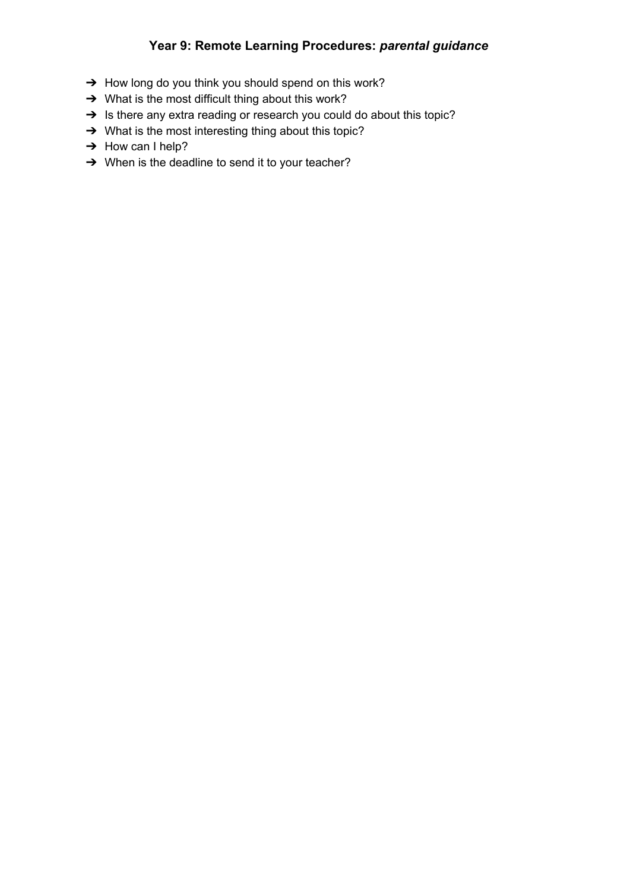## Year 9: Remote Learning Procedures: *parental guidance*

- ➔ How long do you think you should spend on this work?
- ➔ What is the most difficult thing about this work?
- ➔ Is there any extra reading or research you could do about this topic?
- ➔ What is the most interesting thing about this topic?
- ➔ How can I help?
- ➔ When is the deadline to send it to your teacher?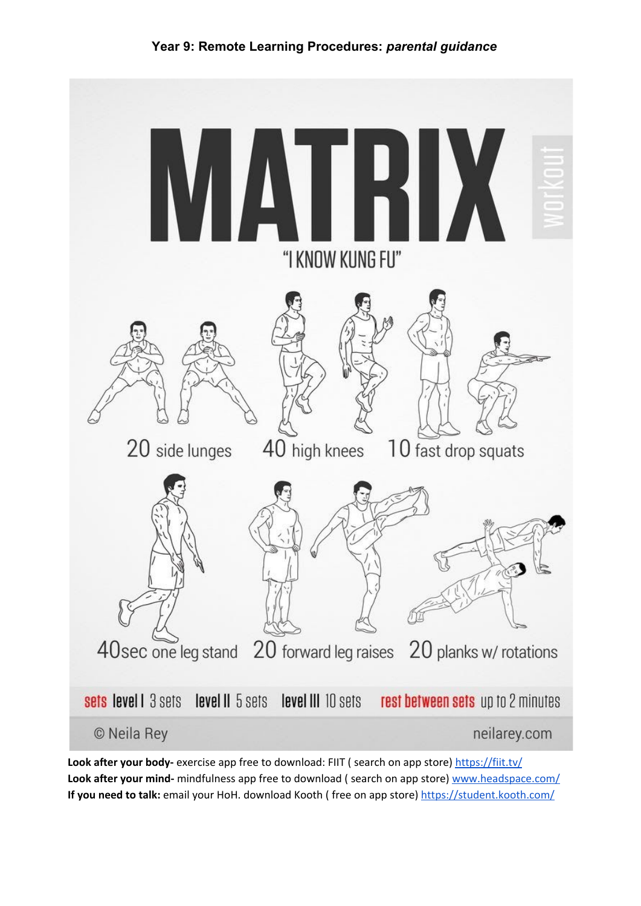### Year 9: Remote Learning Procedures: *parental guidance*

# MATRIX

workout

"I KNOW KUNG FU"

20 side lunges

40 high knees

10 fast drop squats

40sec one leg stand

20 forward leg raises

20 planks w/ rotations

sets level I 3 sets level II 5 sets level III 10 sets rest between sets up to 2 minutes

© Neila Rey

neilarey.com

**Look after your body-** exercise app free to download: FIIT ( search on app store) https://fiit.tv/

**Look after your mind-** mindfulness app free to download ( search on app store) www.headspace.com/

**If you need to talk:** email your HoH. download Kooth ( free on app store) https://student.kooth.com/